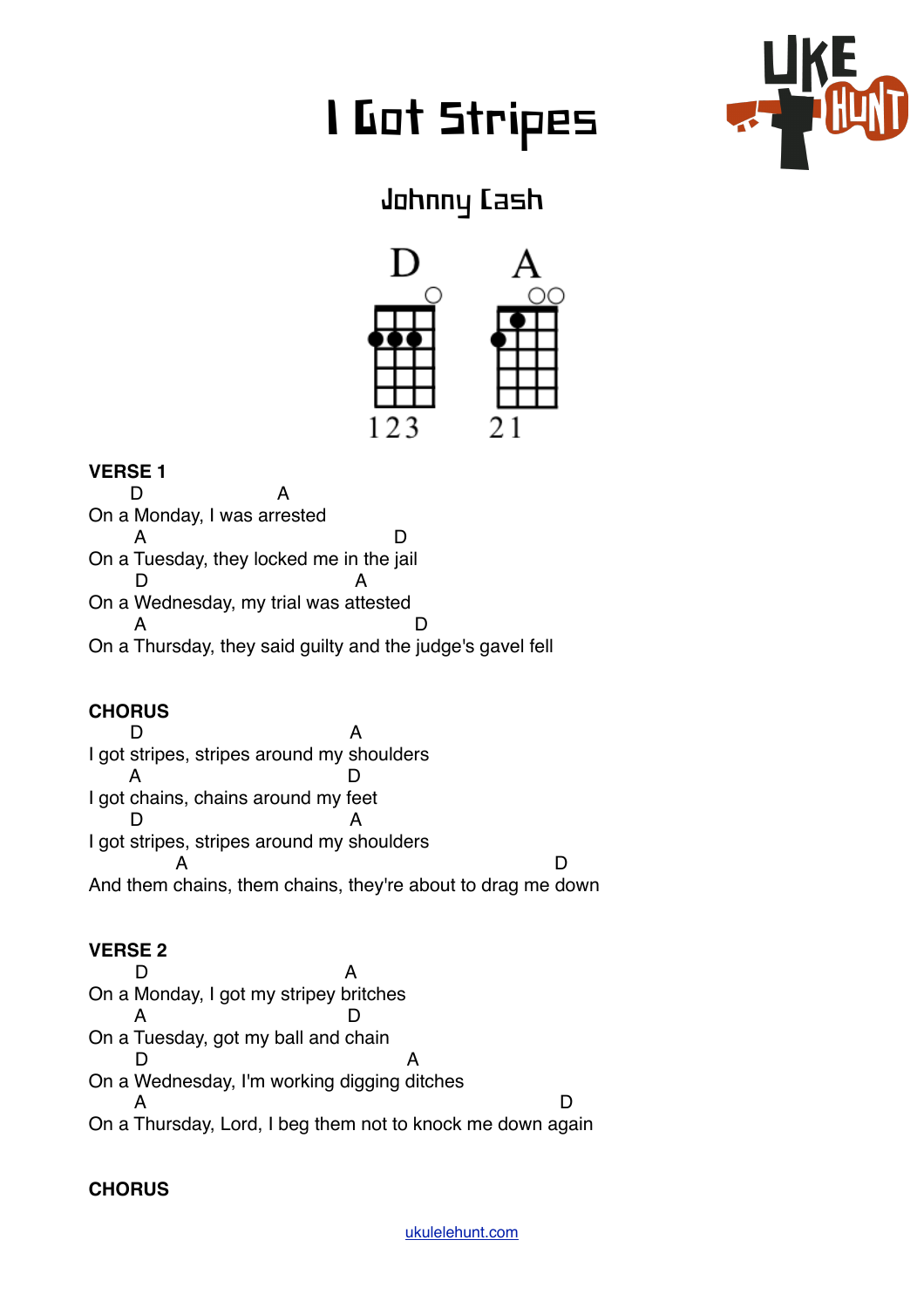# I Got Stripes

## Johnny Cash

D A

123 21

**VERSE 1**

```
       D                      A
On a Monday, I was arrested
        A                                  D
On a Tuesday, they locked me in the jail
        D                            A
On a Wednesday, my trial was attested
        A                                    D
On a Thursday, they said guilty and the judge's gavel fell
```

**CHORUS**

```
       D                             A
I got stripes, stripes around my shoulders
      A                              D
I got chains, chains around my feet
       D                             A
I got stripes, stripes around my shoulders
              A                                          D
And them chains, them chains, they're about to drag me down
```

**VERSE 2**

```
        D                              A
On a Monday, I got my stripey britches
        A                              D
On a Tuesday, got my ball and chain
        D                                     A
On a Wednesday, I'm working digging ditches
        A                                                  D
On a Thursday, Lord, I beg them not to knock me down again
```

**CHORUS**

ukulelehunt.com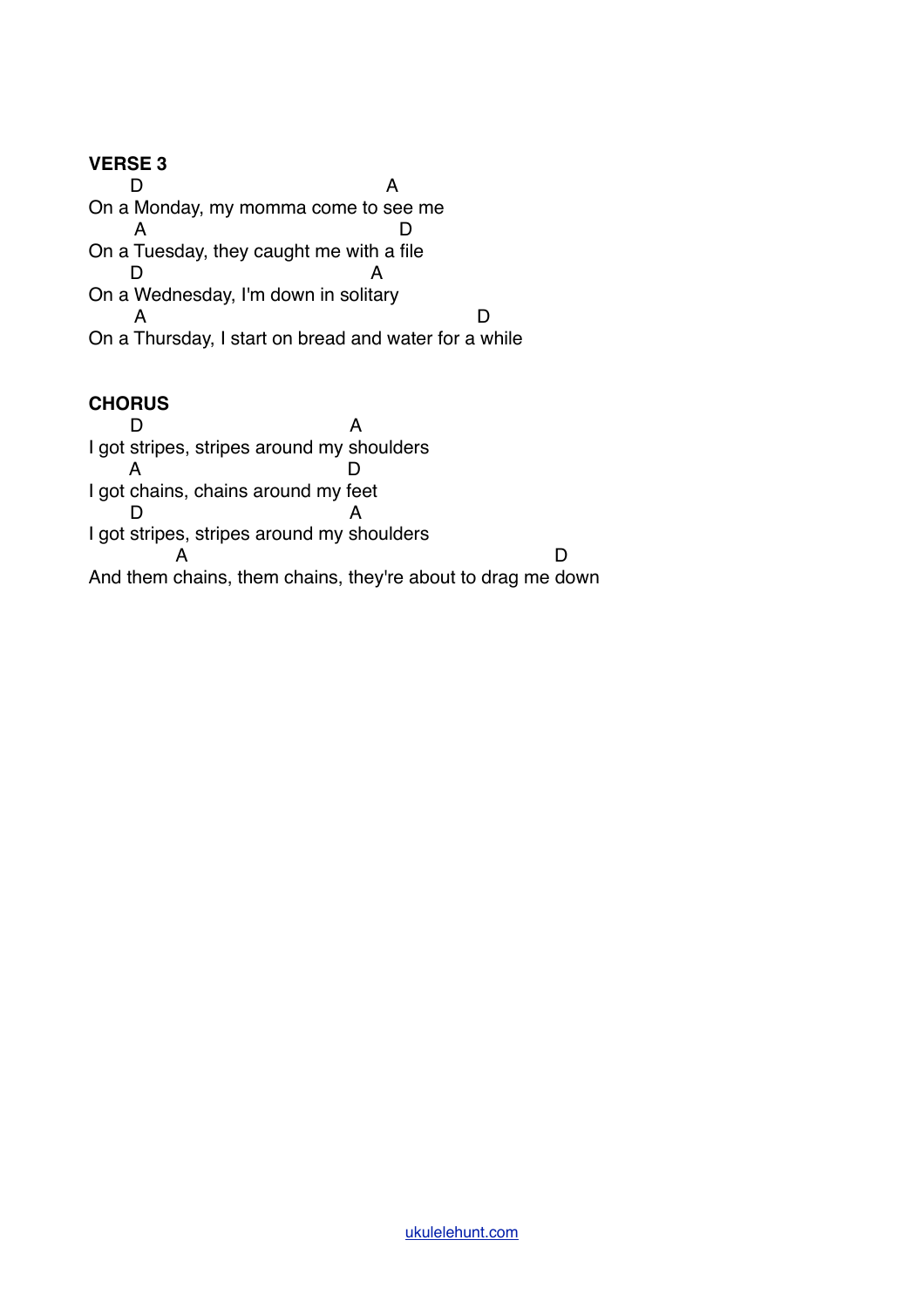**VERSE 3**

```
       D                             A
On a Monday, my momma come to see me
        A                             D
On a Tuesday, they caught me with a file
       D                          A
On a Wednesday, I'm down in solitary
        A                                        D
On a Thursday, I start on bread and water for a while
```

**CHORUS**

```
       D                       A
I got stripes, stripes around my shoulders
       A                       D
I got chains, chains around my feet
       D                       A
I got stripes, stripes around my shoulders
              A                                    D
And them chains, them chains, they're about to drag me down
```

ukulelehunt.com